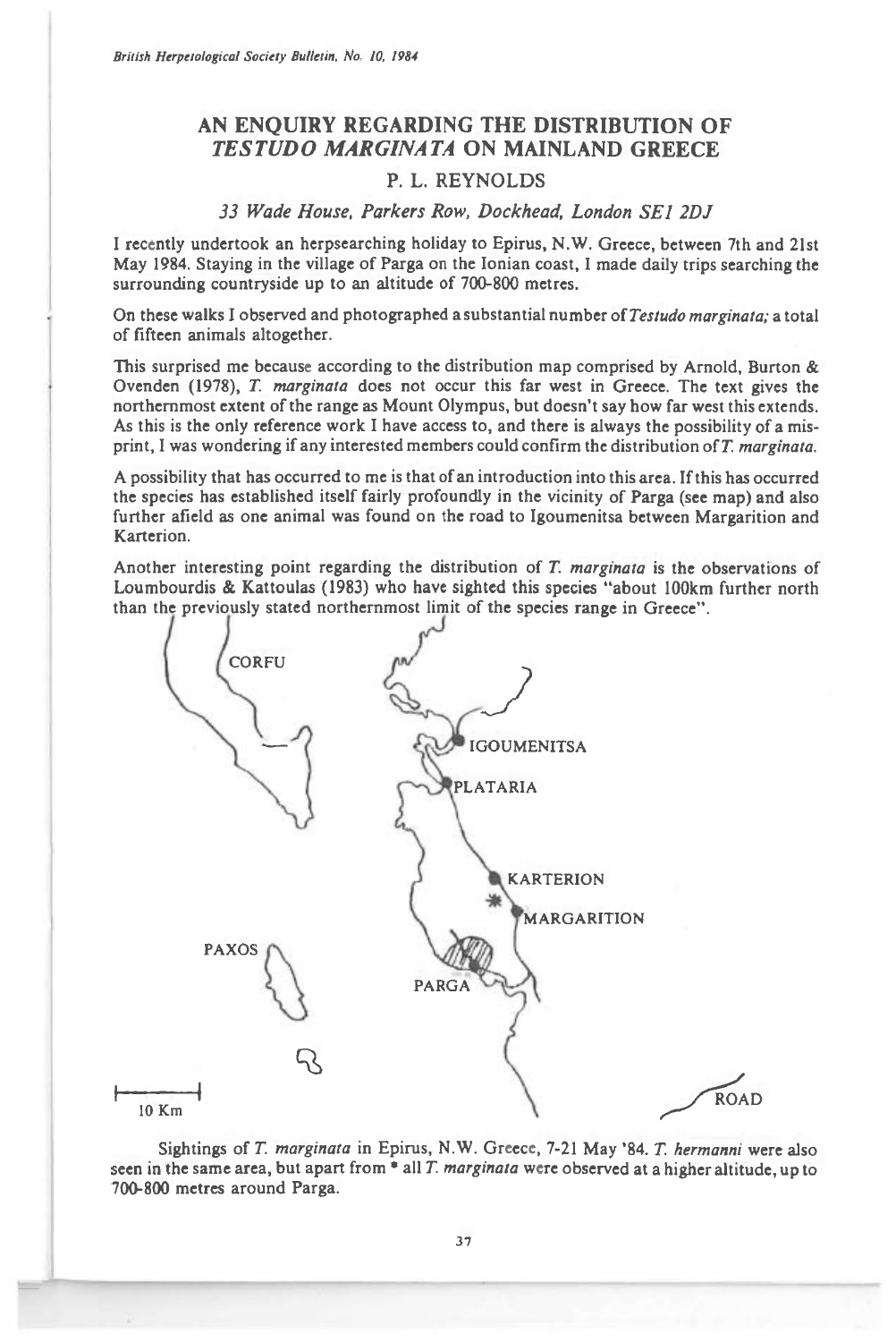# AN ENQUIRY REGARDING THE DISTRIBUTION OF *TESTUDO MARGINATA* ON MAINLAND GREECE

## P. L. REYNOLDS

*33 Wade House, Parkers Row, Dockhead, London SE1 2DJ*

I recently undertook an herpsearching holiday to Epirus, N.W. Greece, between 7th and 21st May 1984. Staying in the village of Parga on the Ionian coast, I made daily trips searching the surrounding countryside up to an altitude of 700-800 metres.

On these walks I observed and photographed a substantial number of *Testudo marginata;* a total of fifteen animals altogether.

This surprised me because according to the distribution map comprised by Arnold, Burton & Ovenden (1978), *T. marginata* does not occur this far west in Greece. The text gives the northernmost extent of the range as Mount Olympus, but doesn't say how far west this extends. As this is the only reference work I have access to, and there is always the possibility of a misprint, I was wondering if any interested members could confirm the distribution of *T. marginata.*

A possibility that has occurred to me is that of an introduction into this area. If this has occurred the species has established itself fairly profoundly in the vicinity of Parga (see map) and also further afield as one animal was found on the road to Igoumenitsa between Margarition and Karterion.

Another interesting point regarding the distribution of *T. marginata* is the observations of Loumbourdis & Kattoulas (1983) who have sighted this species "about 100km further north than the previously stated northernmost limit of the species range in Greece".

CORFU

IGOUMENITSA

PLATARIA

KARTERION

MARGARITION

PAXOS

PARGA

10 Km

ROAD

Sightings of *T. marginata* in Epirus, N.W. Greece, 7-21 May '84. *T. hermanni* were also seen in the same area, but apart from * all *T. marginata* were observed at a higher altitude, up to 700-800 metres around Parga.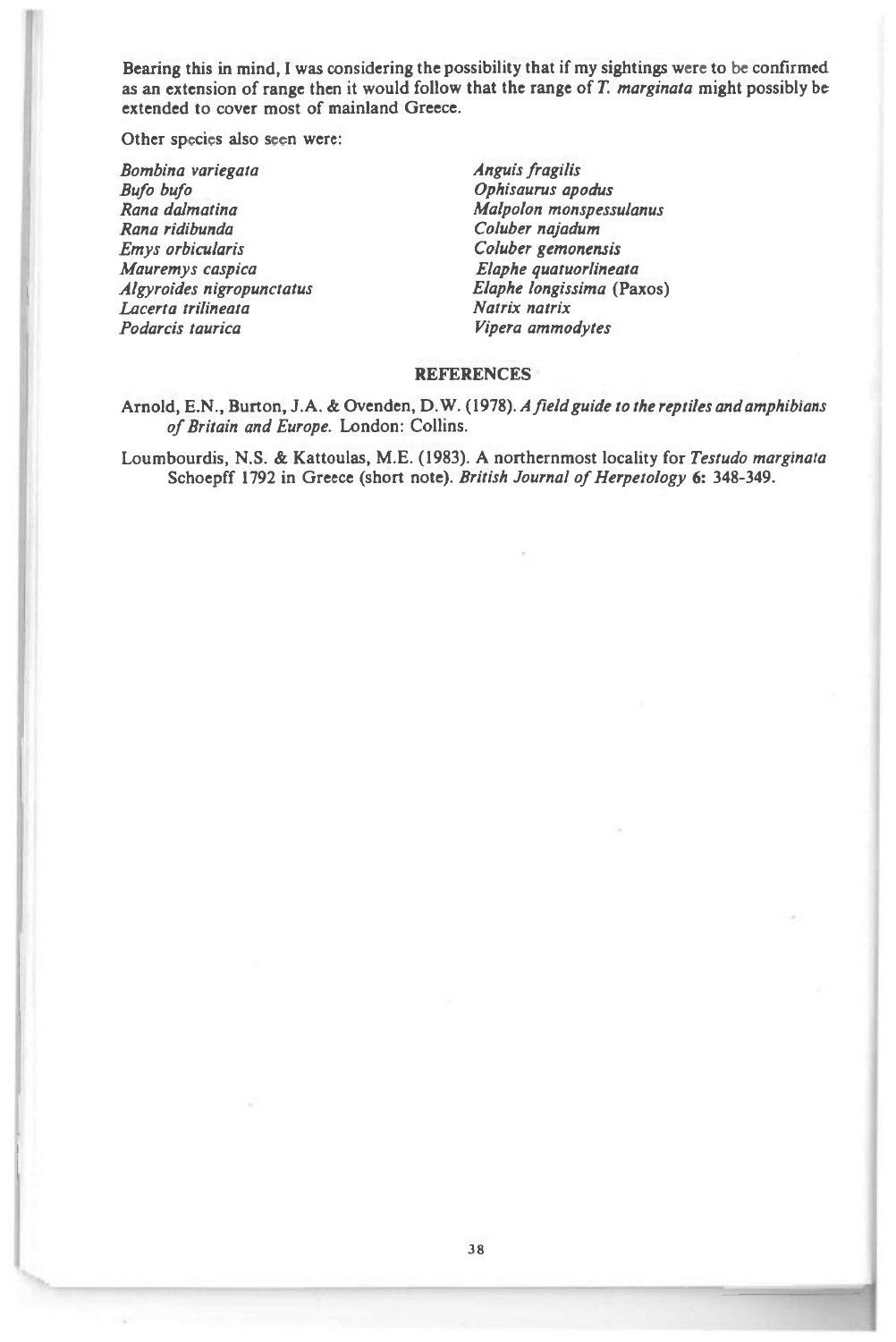Bearing this in mind, I was considering the possibility that if my sightings were to be confirmed as an extension of range then it would follow that the range of *T. marginata* might possibly be extended to cover most of mainland Greece.

Other species also seen were:

*Bombina variegata*
*Bufo bufo*
*Rana dalmatina*
*Rana ridibunda*
*Emys orbicularis*
*Mauremys caspica*
*Algyroides nigropunctatus*
*Lacerta trilineata*
*Podarcis taurica*
*Anguis fragilis*
*Ophisaurus apodus*
*Malpolon monspessulanus*
*Coluber najadum*
*Coluber gemonensis*
*Elaphe quatuorlineata*
*Elaphe longissima* (Paxos)
*Natrix natrix*
*Vipera ammodytes*

## REFERENCES

Arnold, E.N., Burton, J.A. & Ovenden, D.W. (1978). *A field guide to the reptiles and amphibians of Britain and Europe.* London: Collins.

Loumbourdis, N.S. & Kattoulas, M.E. (1983). A northernmost locality for *Testudo marginata* Schoepff 1792 in Greece (short note). *British Journal of Herpetology* **6**: 348-349.